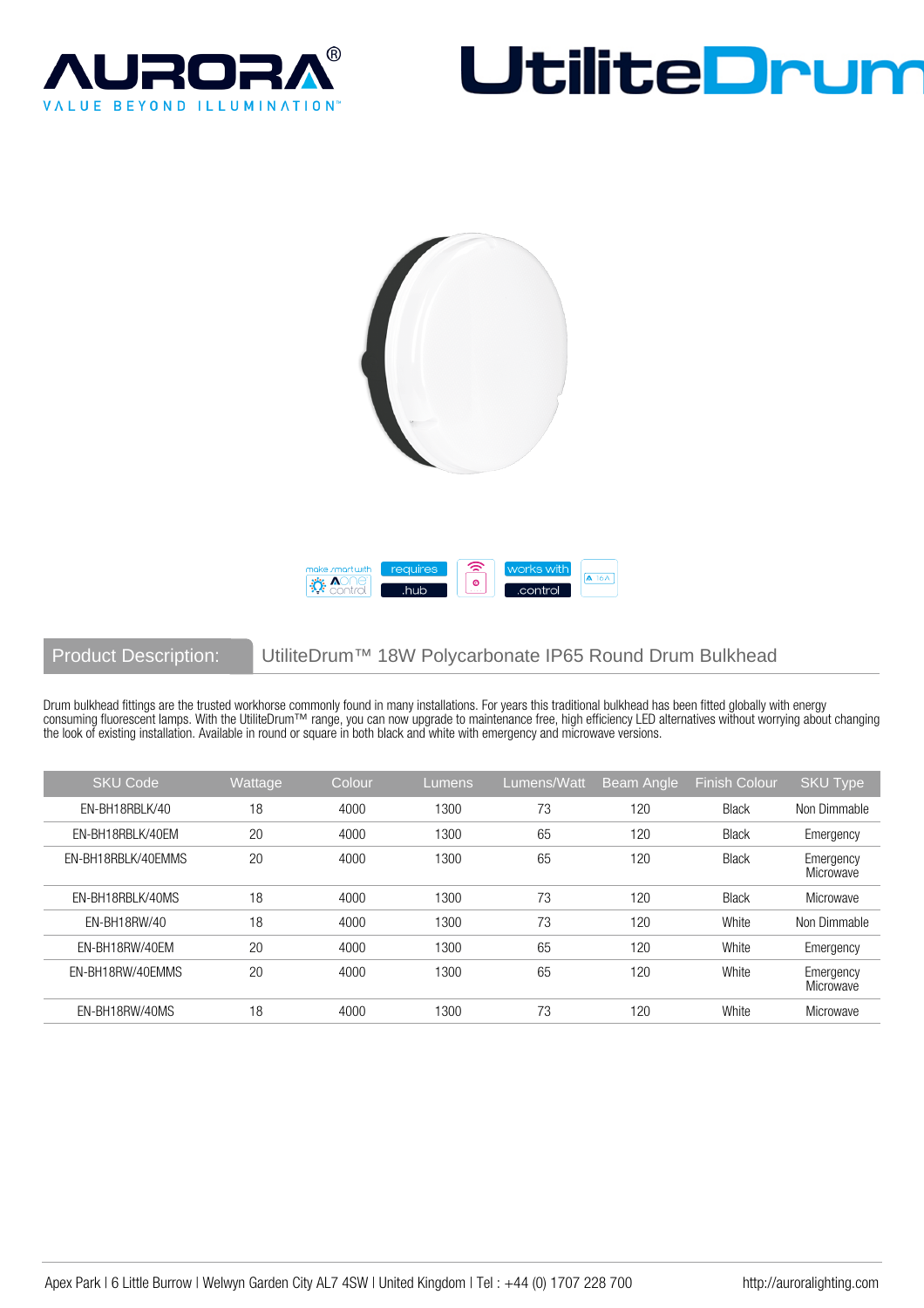# AURORA®

VALUE BEYOND ILLUMINATION™

# UtiliteDrum

make smart with Aone control | requires .hub | works with .control

**Product Description:** UtiliteDrum™ 18W Polycarbonate IP65 Round Drum Bulkhead

Drum bulkhead fittings are the trusted workhorse commonly found in many installations. For years this traditional bulkhead has been fitted globally with energy consuming fluorescent lamps. With the UtiliteDrum™ range, you can now upgrade to maintenance free, high efficiency LED alternatives without worrying about changing the look of existing installation. Available in round or square in both black and white with emergency and microwave versions.

| SKU Code | Wattage | Colour | Lumens | Lumens/Watt | Beam Angle | Finish Colour | SKU Type |
|---|---|---|---|---|---|---|---|
| EN-BH18RBLK/40 | 18 | 4000 | 1300 | 73 | 120 | Black | Non Dimmable |
| EN-BH18RBLK/40EM | 20 | 4000 | 1300 | 65 | 120 | Black | Emergency |
| EN-BH18RBLK/40EMMS | 20 | 4000 | 1300 | 65 | 120 | Black | Emergency Microwave |
| EN-BH18RBLK/40MS | 18 | 4000 | 1300 | 73 | 120 | Black | Microwave |
| EN-BH18RW/40 | 18 | 4000 | 1300 | 73 | 120 | White | Non Dimmable |
| EN-BH18RW/40EM | 20 | 4000 | 1300 | 65 | 120 | White | Emergency |
| EN-BH18RW/40EMMS | 20 | 4000 | 1300 | 65 | 120 | White | Emergency Microwave |
| EN-BH18RW/40MS | 18 | 4000 | 1300 | 73 | 120 | White | Microwave |

Apex Park | 6 Little Burrow | Welwyn Garden City AL7 4SW | United Kingdom | Tel : +44 (0) 1707 228 700 http://auroralighting.com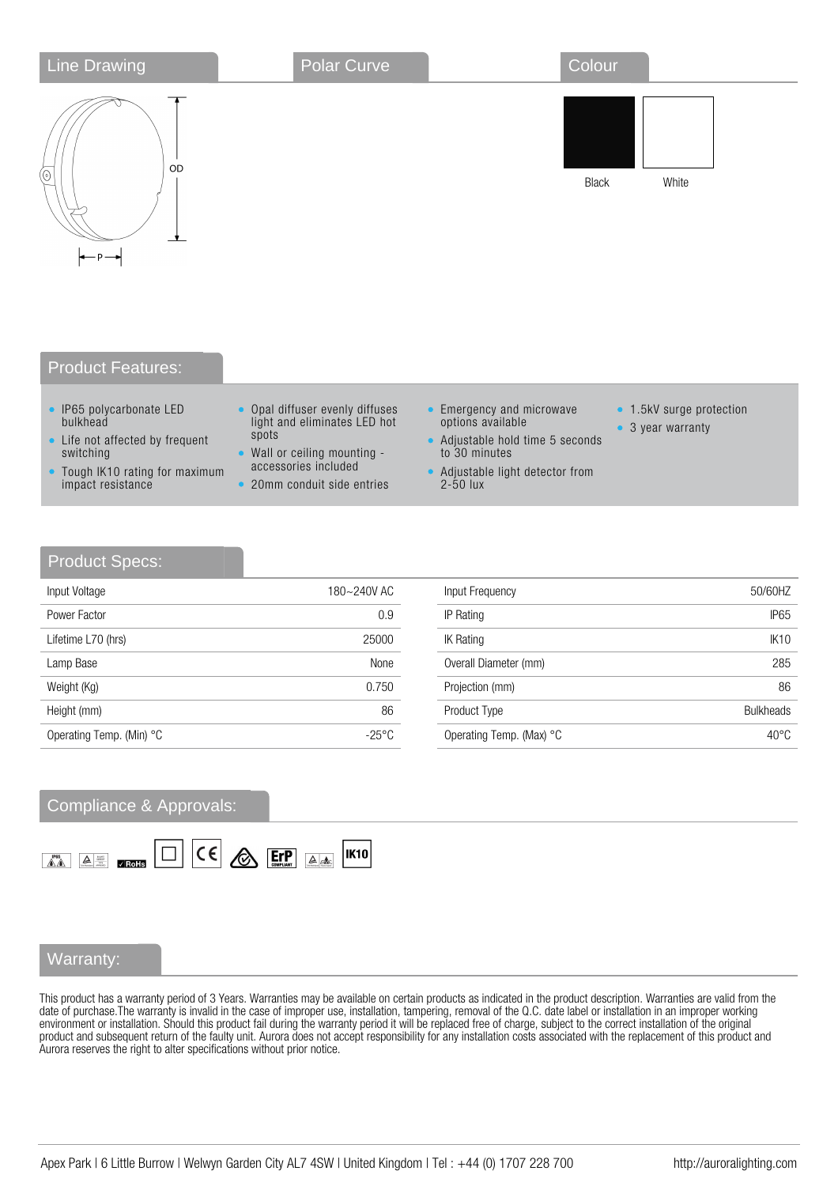## Line Drawing

OD

P

## Polar Curve

## Colour

Black

White

## Product Features:

- IP65 polycarbonate LED bulkhead
- Life not affected by frequent switching
- Tough IK10 rating for maximum impact resistance
- Opal diffuser evenly diffuses light and eliminates LED hot spots
- Wall or ceiling mounting - accessories included
- 20mm conduit side entries
- Emergency and microwave options available
- Adjustable hold time 5 seconds to 30 minutes
- Adjustable light detector from 2-50 lux
- 1.5kV surge protection
- 3 year warranty

## Product Specs:

| | | | |
|---|---|---|---|
| Input Voltage | 180~240V AC | Input Frequency | 50/60HZ |
| Power Factor | 0.9 | IP Rating | IP65 |
| Lifetime L70 (hrs) | 25000 | IK Rating | IK10 |
| Lamp Base | None | Overall Diameter (mm) | 285 |
| Weight (Kg) | 0.750 | Projection (mm) | 86 |
| Height (mm) | 86 | Product Type | Bulkheads |
| Operating Temp. (Min) °C | -25°C | Operating Temp. (Max) °C | 40°C |

## Compliance & Approvals:

IP65 RoHS CE ErP IK10

## Warranty:

This product has a warranty period of 3 Years. Warranties may be available on certain products as indicated in the product description. Warranties are valid from the date of purchase.The warranty is invalid in the case of improper use, installation, tampering, removal of the Q.C. date label or installation in an improper working environment or installation. Should this product fail during the warranty period it will be replaced free of charge, subject to the correct installation of the original product and subsequent return of the faulty unit. Aurora does not accept responsibility for any installation costs associated with the replacement of this product and Aurora reserves the right to alter specifications without prior notice.

Apex Park | 6 Little Burrow | Welwyn Garden City AL7 4SW | United Kingdom | Tel : +44 (0) 1707 228 700

http://auroralighting.com